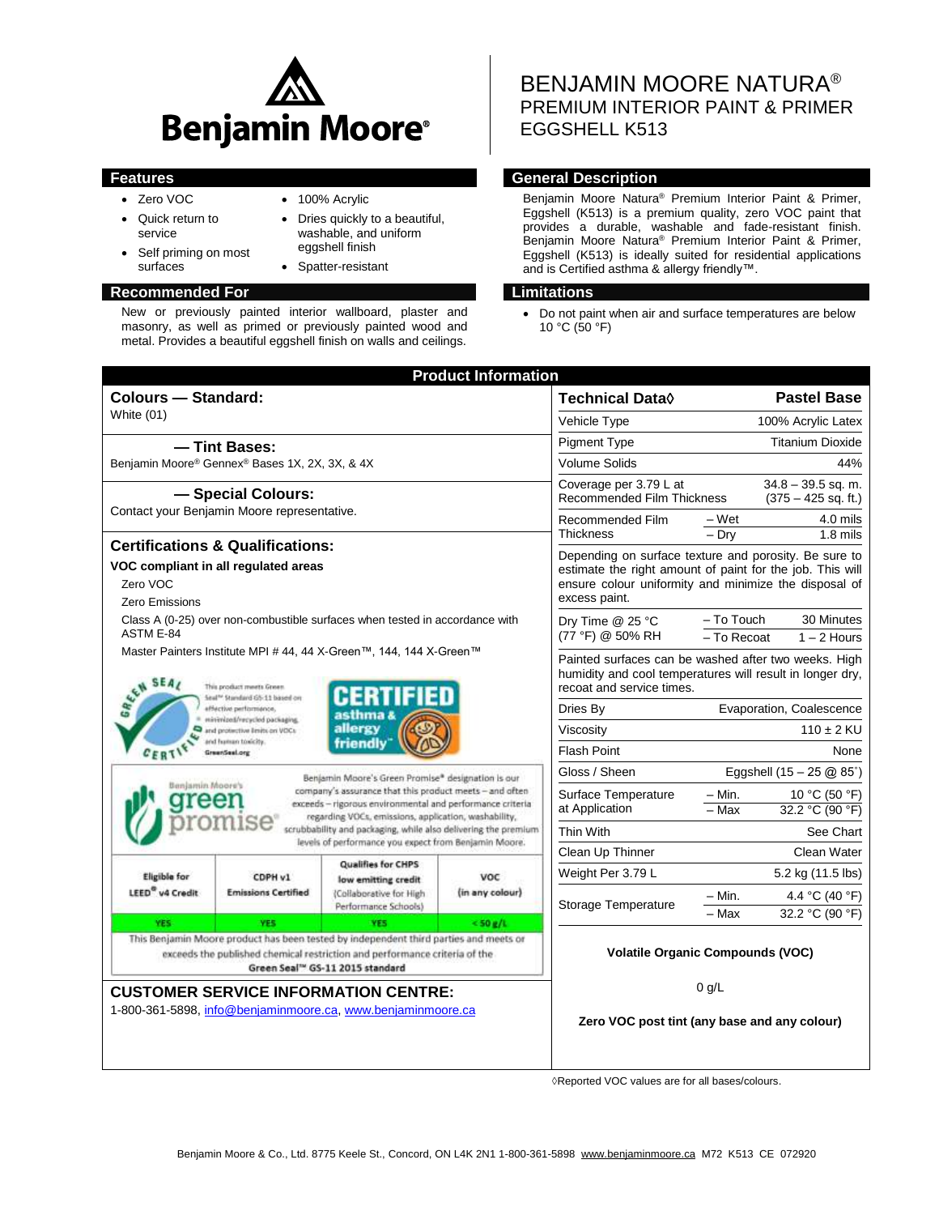# BENJAMIN MOORE NATURA®

## PREMIUM INTERIOR PAINT & PRIMER EGGSHELL K513

## Features

- Zero VOC
- Quick return to service
- Self priming on most surfaces
- 100% Acrylic
- Dries quickly to a beautiful, washable, and uniform eggshell finish
- Spatter-resistant

## General Description

Benjamin Moore Natura® Premium Interior Paint & Primer, Eggshell (K513) is a premium quality, zero VOC paint that provides a durable, washable and fade-resistant finish. Benjamin Moore Natura® Premium Interior Paint & Primer, Eggshell (K513) is ideally suited for residential applications and is Certified asthma & allergy friendly™.

## Recommended For

New or previously painted interior wallboard, plaster and masonry, as well as primed or previously painted wood and metal. Provides a beautiful eggshell finish on walls and ceilings.

## Limitations

- Do not paint when air and surface temperatures are below 10 °C (50 °F)

## Product Information

### Colours — Standard:

White (01)

### — Tint Bases:

Benjamin Moore® Gennex® Bases 1X, 2X, 3X, & 4X

### — Special Colours:

Contact your Benjamin Moore representative.

### Certifications & Qualifications:

**VOC compliant in all regulated areas**

Zero VOC

Zero Emissions

Class A (0-25) over non-combustible surfaces when tested in accordance with ASTM E-84

Master Painters Institute MPI # 44, 44 X-Green™, 144, 144 X-Green™

This product meets Green Seal™ Standard GS-11 based on effective performance, minimized/recycled packaging, and protective limits on VOCs and human toxicity. GreenSeal.org

CERTIFIED asthma & allergy friendly™

Benjamin Moore's Green Promise® designation is our company's assurance that this product meets – and often exceeds – rigorous environmental and performance criteria regarding VOCs, emissions, application, washability, scrubbability and packaging, while also delivering the premium levels of performance you expect from Benjamin Moore.

| Eligible for LEED® v4 Credit | CDPH v1 Emissions Certified | Qualifies for CHPS low emitting credit (Collaborative for High Performance Schools) | VOC (in any colour) |
|---|---|---|---|
| YES | YES | YES | < 50 g/L |

This Benjamin Moore product has been tested by independent third parties and meets or exceeds the published chemical restriction and performance criteria of the Green Seal™ GS-11 2015 standard

| Technical Data◊ | | Pastel Base |
|---|---|---|
| Vehicle Type | | 100% Acrylic Latex |
| Pigment Type | | Titanium Dioxide |
| Volume Solids | | 44% |
| Coverage per 3.79 L at Recommended Film Thickness | | 34.8 – 39.5 sq. m. (375 – 425 sq. ft.) |
| Recommended Film Thickness | – Wet | 4.0 mils |
| | – Dry | 1.8 mils |
| Depending on surface texture and porosity. Be sure to estimate the right amount of paint for the job. This will ensure colour uniformity and minimize the disposal of excess paint. | | |
| Dry Time @ 25 °C (77 °F) @ 50% RH | – To Touch | 30 Minutes |
| | – To Recoat | 1 – 2 Hours |
| Painted surfaces can be washed after two weeks. High humidity and cool temperatures will result in longer dry, recoat and service times. | | |
| Dries By | | Evaporation, Coalescence |
| Viscosity | | 110 ± 2 KU |
| Flash Point | | None |
| Gloss / Sheen | | Eggshell (15 – 25 @ 85˚) |
| Surface Temperature at Application | – Min. | 10 °C (50 °F) |
| | – Max | 32.2 °C (90 °F) |
| Thin With | | See Chart |
| Clean Up Thinner | | Clean Water |
| Weight Per 3.79 L | | 5.2 kg (11.5 lbs) |
| Storage Temperature | – Min. | 4.4 °C (40 °F) |
| | – Max | 32.2 °C (90 °F) |

**Volatile Organic Compounds (VOC)**

0 g/L

**Zero VOC post tint (any base and any colour)**

◊Reported VOC values are for all bases/colours.

### CUSTOMER SERVICE INFORMATION CENTRE:

1-800-361-5898, info@benjaminmoore.ca, www.benjaminmoore.ca

Benjamin Moore & Co., Ltd. 8775 Keele St., Concord, ON L4K 2N1 1-800-361-5898 www.benjaminmoore.ca M72 K513 CE 072920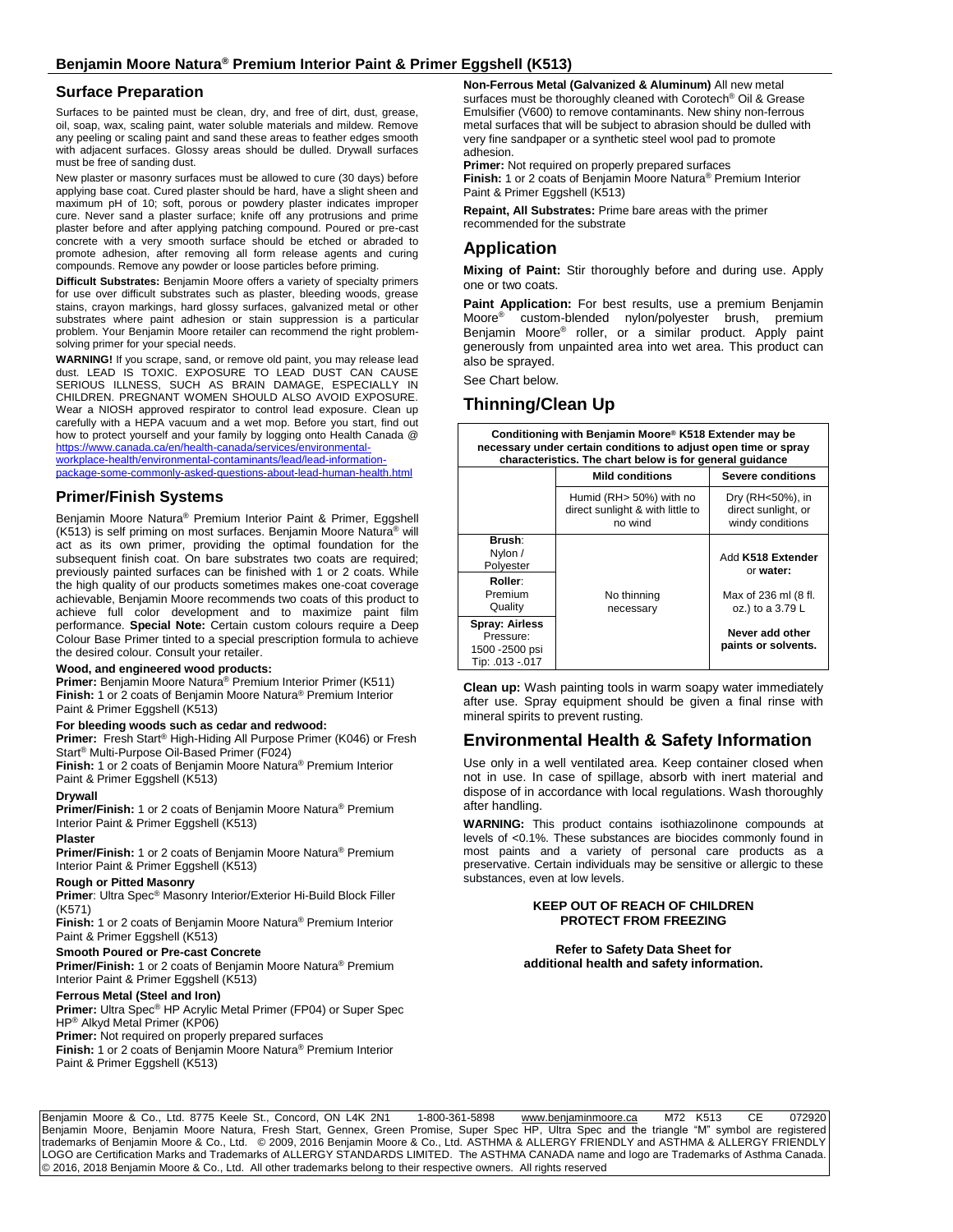# Benjamin Moore Natura® Premium Interior Paint & Primer Eggshell (K513)

## Surface Preparation

Surfaces to be painted must be clean, dry, and free of dirt, dust, grease, oil, soap, wax, scaling paint, water soluble materials and mildew. Remove any peeling or scaling paint and sand these areas to feather edges smooth with adjacent surfaces. Glossy areas should be dulled. Drywall surfaces must be free of sanding dust.

New plaster or masonry surfaces must be allowed to cure (30 days) before applying base coat. Cured plaster should be hard, have a slight sheen and maximum pH of 10; soft, porous or powdery plaster indicates improper cure. Never sand a plaster surface; knife off any protrusions and prime plaster before and after applying patching compound. Poured or pre-cast concrete with a very smooth surface should be etched or abraded to promote adhesion, after removing all form release agents and curing compounds. Remove any powder or loose particles before priming.

**Difficult Substrates:** Benjamin Moore offers a variety of specialty primers for use over difficult substrates such as plaster, bleeding woods, grease stains, crayon markings, hard glossy surfaces, galvanized metal or other substrates where paint adhesion or stain suppression is a particular problem. Your Benjamin Moore retailer can recommend the right problem-solving primer for your special needs.

**WARNING!** If you scrape, sand, or remove old paint, you may release lead dust. LEAD IS TOXIC. EXPOSURE TO LEAD DUST CAN CAUSE SERIOUS ILLNESS, SUCH AS BRAIN DAMAGE, ESPECIALLY IN CHILDREN. PREGNANT WOMEN SHOULD ALSO AVOID EXPOSURE. Wear a NIOSH approved respirator to control lead exposure. Clean up carefully with a HEPA vacuum and a wet mop. Before you start, find out how to protect yourself and your family by logging onto Health Canada @ https://www.canada.ca/en/health-canada/services/environmental-workplace-health/environmental-contaminants/lead/lead-information-package-some-commonly-asked-questions-about-lead-human-health.html

## Primer/Finish Systems

Benjamin Moore Natura® Premium Interior Paint & Primer, Eggshell (K513) is self priming on most surfaces. Benjamin Moore Natura® will act as its own primer, providing the optimal foundation for the subsequent finish coat. On bare substrates two coats are required; previously painted surfaces can be finished with 1 or 2 coats. While the high quality of our products sometimes makes one-coat coverage achievable, Benjamin Moore recommends two coats of this product to achieve full color development and to maximize paint film performance. **Special Note:** Certain custom colours require a Deep Colour Base Primer tinted to a special prescription formula to achieve the desired colour. Consult your retailer.

**Wood, and engineered wood products:**
**Primer:** Benjamin Moore Natura® Premium Interior Primer (K511)
**Finish:** 1 or 2 coats of Benjamin Moore Natura® Premium Interior Paint & Primer Eggshell (K513)

**For bleeding woods such as cedar and redwood:**
**Primer:** Fresh Start® High-Hiding All Purpose Primer (K046) or Fresh Start® Multi-Purpose Oil-Based Primer (F024)
**Finish:** 1 or 2 coats of Benjamin Moore Natura® Premium Interior Paint & Primer Eggshell (K513)

**Drywall**
**Primer/Finish:** 1 or 2 coats of Benjamin Moore Natura® Premium Interior Paint & Primer Eggshell (K513)

**Plaster**
**Primer/Finish:** 1 or 2 coats of Benjamin Moore Natura® Premium Interior Paint & Primer Eggshell (K513)

**Rough or Pitted Masonry**
**Primer**: Ultra Spec® Masonry Interior/Exterior Hi-Build Block Filler (K571)
**Finish:** 1 or 2 coats of Benjamin Moore Natura® Premium Interior Paint & Primer Eggshell (K513)

**Smooth Poured or Pre-cast Concrete**
**Primer/Finish:** 1 or 2 coats of Benjamin Moore Natura® Premium Interior Paint & Primer Eggshell (K513)

**Ferrous Metal (Steel and Iron)**
**Primer:** Ultra Spec® HP Acrylic Metal Primer (FP04) or Super Spec HP® Alkyd Metal Primer (KP06)
**Primer:** Not required on properly prepared surfaces
**Finish:** 1 or 2 coats of Benjamin Moore Natura® Premium Interior Paint & Primer Eggshell (K513)

**Non-Ferrous Metal (Galvanized & Aluminum)** All new metal surfaces must be thoroughly cleaned with Corotech® Oil & Grease Emulsifier (V600) to remove contaminants. New shiny non-ferrous metal surfaces that will be subject to abrasion should be dulled with very fine sandpaper or a synthetic steel wool pad to promote adhesion.
**Primer:** Not required on properly prepared surfaces
**Finish:** 1 or 2 coats of Benjamin Moore Natura® Premium Interior Paint & Primer Eggshell (K513)

**Repaint, All Substrates:** Prime bare areas with the primer recommended for the substrate

## Application

**Mixing of Paint:** Stir thoroughly before and during use. Apply one or two coats.

**Paint Application:** For best results, use a premium Benjamin Moore® custom-blended nylon/polyester brush, premium Benjamin Moore® roller, or a similar product. Apply paint generously from unpainted area into wet area. This product can also be sprayed.

See Chart below.

## Thinning/Clean Up

**Conditioning with Benjamin Moore® K518 Extender may be necessary under certain conditions to adjust open time or spray characteristics. The chart below is for general guidance**

| | **Mild conditions** | **Severe conditions** |
|---|---|---|
| | Humid (RH> 50%) with no direct sunlight & with little to no wind | Dry (RH<50%), in direct sunlight, or windy conditions |
| **Brush**: Nylon / Polyester | No thinning necessary | Add **K518 Extender** or **water:** |
| **Roller**: Premium Quality | | Max of 236 ml (8 fl. oz.) to a 3.79 L |
| **Spray: Airless** Pressure: 1500 -2500 psi Tip: .013 -.017 | | **Never add other paints or solvents.** |

**Clean up:** Wash painting tools in warm soapy water immediately after use. Spray equipment should be given a final rinse with mineral spirits to prevent rusting.

## Environmental Health & Safety Information

Use only in a well ventilated area. Keep container closed when not in use. In case of spillage, absorb with inert material and dispose of in accordance with local regulations. Wash thoroughly after handling.

**WARNING:** This product contains isothiazolinone compounds at levels of <0.1%. These substances are biocides commonly found in most paints and a variety of personal care products as a preservative. Certain individuals may be sensitive or allergic to these substances, even at low levels.

**KEEP OUT OF REACH OF CHILDREN**
**PROTECT FROM FREEZING**

**Refer to Safety Data Sheet for additional health and safety information.**

Benjamin Moore & Co., Ltd. 8775 Keele St., Concord, ON L4K 2N1 1-800-361-5898 www.benjaminmoore.ca M72 K513 CE 072920
Benjamin Moore, Benjamin Moore Natura, Fresh Start, Gennex, Green Promise, Super Spec HP, Ultra Spec and the triangle "M" symbol are registered trademarks of Benjamin Moore & Co., Ltd. © 2009, 2016 Benjamin Moore & Co., Ltd. ASTHMA & ALLERGY FRIENDLY and ASTHMA & ALLERGY FRIENDLY LOGO are Certification Marks and Trademarks of ALLERGY STANDARDS LIMITED. The ASTHMA CANADA name and logo are Trademarks of Asthma Canada. © 2016, 2018 Benjamin Moore & Co., Ltd. All other trademarks belong to their respective owners. All rights reserved